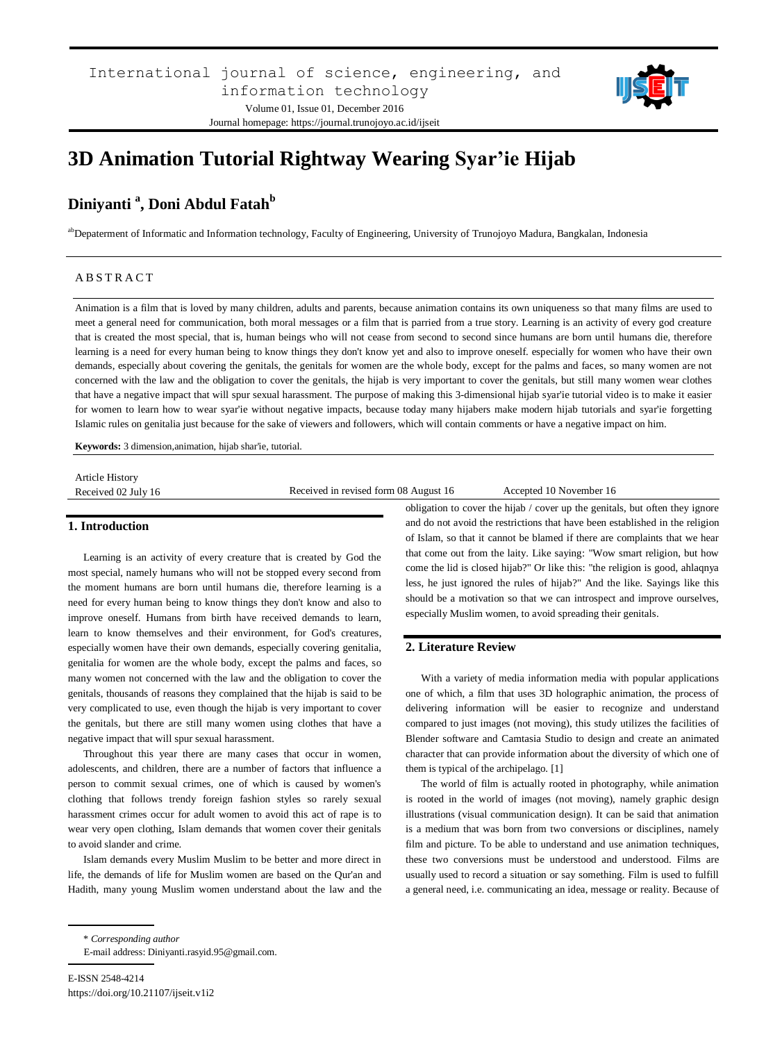# 3D Animation Tutorial Rightway Wearing Syar'ie Hijab

**Diniyanti [a], Doni Abdul Fatah[b]**

[ab]Depaterment of Informatic and Information technology, Faculty of Engineering, University of Trunojoyo Madura, Bangkalan, Indonesia

## ABSTRACT

Animation is a film that is loved by many children, adults and parents, because animation contains its own uniqueness so that many films are used to meet a general need for communication, both moral messages or a film that is parried from a true story. Learning is an activity of every god creature that is created the most special, that is, human beings who will not cease from second to second since humans are born until humans die, therefore learning is a need for every human being to know things they don't know yet and also to improve oneself. especially for women who have their own demands, especially about covering the genitals, the genitals for women are the whole body, except for the palms and faces, so many women are not concerned with the law and the obligation to cover the genitals, the hijab is very important to cover the genitals, but still many women wear clothes that have a negative impact that will spur sexual harassment. The purpose of making this 3-dimensional hijab syar'ie tutorial video is to make it easier for women to learn how to wear syar'ie without negative impacts, because today many hijabers make modern hijab tutorials and syar'ie forgetting Islamic rules on genitalia just because for the sake of viewers and followers, which will contain comments or have a negative impact on him.

**Keywords:** 3 dimension,animation, hijab shar'ie, tutorial.

Article History
Received 02 July 16 | Received in revised form 08 August 16 | Accepted 10 November 16

## 1. Introduction

Learning is an activity of every creature that is created by God the most special, namely humans who will not be stopped every second from the moment humans are born until humans die, therefore learning is a need for every human being to know things they don't know and also to improve oneself. Humans from birth have received demands to learn, learn to know themselves and their environment, for God's creatures, especially women have their own demands, especially covering genitalia, genitalia for women are the whole body, except the palms and faces, so many women not concerned with the law and the obligation to cover the genitals, thousands of reasons they complained that the hijab is said to be very complicated to use, even though the hijab is very important to cover the genitals, but there are still many women using clothes that have a negative impact that will spur sexual harassment.

Throughout this year there are many cases that occur in women, adolescents, and children, there are a number of factors that influence a person to commit sexual crimes, one of which is caused by women's clothing that follows trendy foreign fashion styles so rarely sexual harassment crimes occur for adult women to avoid this act of rape is to wear very open clothing, Islam demands that women cover their genitals to avoid slander and crime.

Islam demands every Muslim Muslim to be better and more direct in life, the demands of life for Muslim women are based on the Qur'an and Hadith, many young Muslim women understand about the law and the obligation to cover the hijab / cover up the genitals, but often they ignore and do not avoid the restrictions that have been established in the religion of Islam, so that it cannot be blamed if there are complaints that we hear that come out from the laity. Like saying: "Wow smart religion, but how come the lid is closed hijab?" Or like this: "the religion is good, ahlaqnya less, he just ignored the rules of hijab?" And the like. Sayings like this should be a motivation so that we can introspect and improve ourselves, especially Muslim women, to avoid spreading their genitals.

## 2. Literature Review

With a variety of media information media with popular applications one of which, a film that uses 3D holographic animation, the process of delivering information will be easier to recognize and understand compared to just images (not moving), this study utilizes the facilities of Blender software and Camtasia Studio to design and create an animated character that can provide information about the diversity of which one of them is typical of the archipelago. [1]

The world of film is actually rooted in photography, while animation is rooted in the world of images (not moving), namely graphic design illustrations (visual communication design). It can be said that animation is a medium that was born from two conversions or disciplines, namely film and picture. To be able to understand and use animation techniques, these two conversions must be understood and understood. Films are usually used to record a situation or say something. Film is used to fulfill a general need, i.e. communicating an idea, message or reality. Because of

---

\* *Corresponding author*
E-mail address: Diniyanti.rasyid.95@gmail.com.

E-ISSN 2548-4214
https://doi.org/10.21107/ijseit.v1i2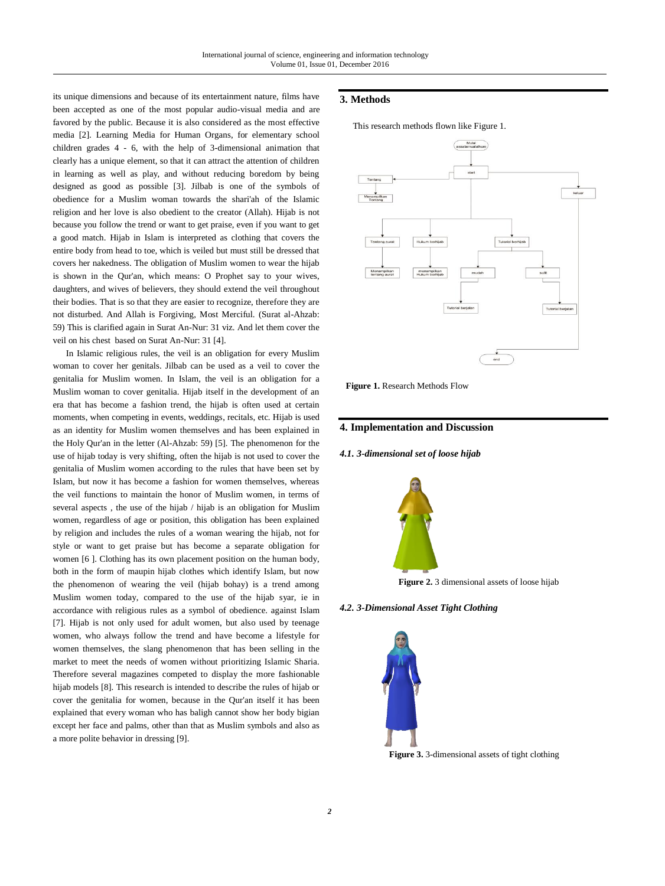its unique dimensions and because of its entertainment nature, films have been accepted as one of the most popular audio-visual media and are favored by the public. Because it is also considered as the most effective media [2]. Learning Media for Human Organs, for elementary school children grades 4 - 6, with the help of 3-dimensional animation that clearly has a unique element, so that it can attract the attention of children in learning as well as play, and without reducing boredom by being designed as good as possible [3]. Jilbab is one of the symbols of obedience for a Muslim woman towards the shari'ah of the Islamic religion and her love is also obedient to the creator (Allah). Hijab is not because you follow the trend or want to get praise, even if you want to get a good match. Hijab in Islam is interpreted as clothing that covers the entire body from head to toe, which is veiled but must still be dressed that covers her nakedness. The obligation of Muslim women to wear the hijab is shown in the Qur'an, which means: O Prophet say to your wives, daughters, and wives of believers, they should extend the veil throughout their bodies. That is so that they are easier to recognize, therefore they are not disturbed. And Allah is Forgiving, Most Merciful. (Surat al-Ahzab: 59) This is clarified again in Surat An-Nur: 31 viz. And let them cover the veil on his chest based on Surat An-Nur: 31 [4].

In Islamic religious rules, the veil is an obligation for every Muslim woman to cover her genitals. Jilbab can be used as a veil to cover the genitalia for Muslim women. In Islam, the veil is an obligation for a Muslim woman to cover genitalia. Hijab itself in the development of an era that has become a fashion trend, the hijab is often used at certain moments, when competing in events, weddings, recitals, etc. Hijab is used as an identity for Muslim women themselves and has been explained in the Holy Qur'an in the letter (Al-Ahzab: 59) [5]. The phenomenon for the use of hijab today is very shifting, often the hijab is not used to cover the genitalia of Muslim women according to the rules that have been set by Islam, but now it has become a fashion for women themselves, whereas the veil functions to maintain the honor of Muslim women, in terms of several aspects , the use of the hijab / hijab is an obligation for Muslim women, regardless of age or position, this obligation has been explained by religion and includes the rules of a woman wearing the hijab, not for style or want to get praise but has become a separate obligation for women [6 ]. Clothing has its own placement position on the human body, both in the form of maupin hijab clothes which identify Islam, but now the phenomenon of wearing the veil (hijab bohay) is a trend among Muslim women today, compared to the use of the hijab syar, ie in accordance with religious rules as a symbol of obedience. against Islam [7]. Hijab is not only used for adult women, but also used by teenage women, who always follow the trend and have become a lifestyle for women themselves, the slang phenomenon that has been selling in the market to meet the needs of women without prioritizing Islamic Sharia. Therefore several magazines competed to display the more fashionable hijab models [8]. This research is intended to describe the rules of hijab or cover the genitalia for women in the Qur'an itself it has been explained that every woman who has baligh cannot show her body bigian except her face and palms, other than that as Muslim symbols and also as a more polite behavior in dressing [9].

## 3. Methods

This research methods flown like Figure 1.

**Figure 1.** Research Methods Flow

## 4. Implementation and Discussion

### *4.1. 3-dimensional set of loose hijab*

**Figure 2.** 3 dimensional assets of loose hijab

### *4.2. 3-Dimensional Asset Tight Clothing*

**Figure 3.** 3-dimensional assets of tight clothing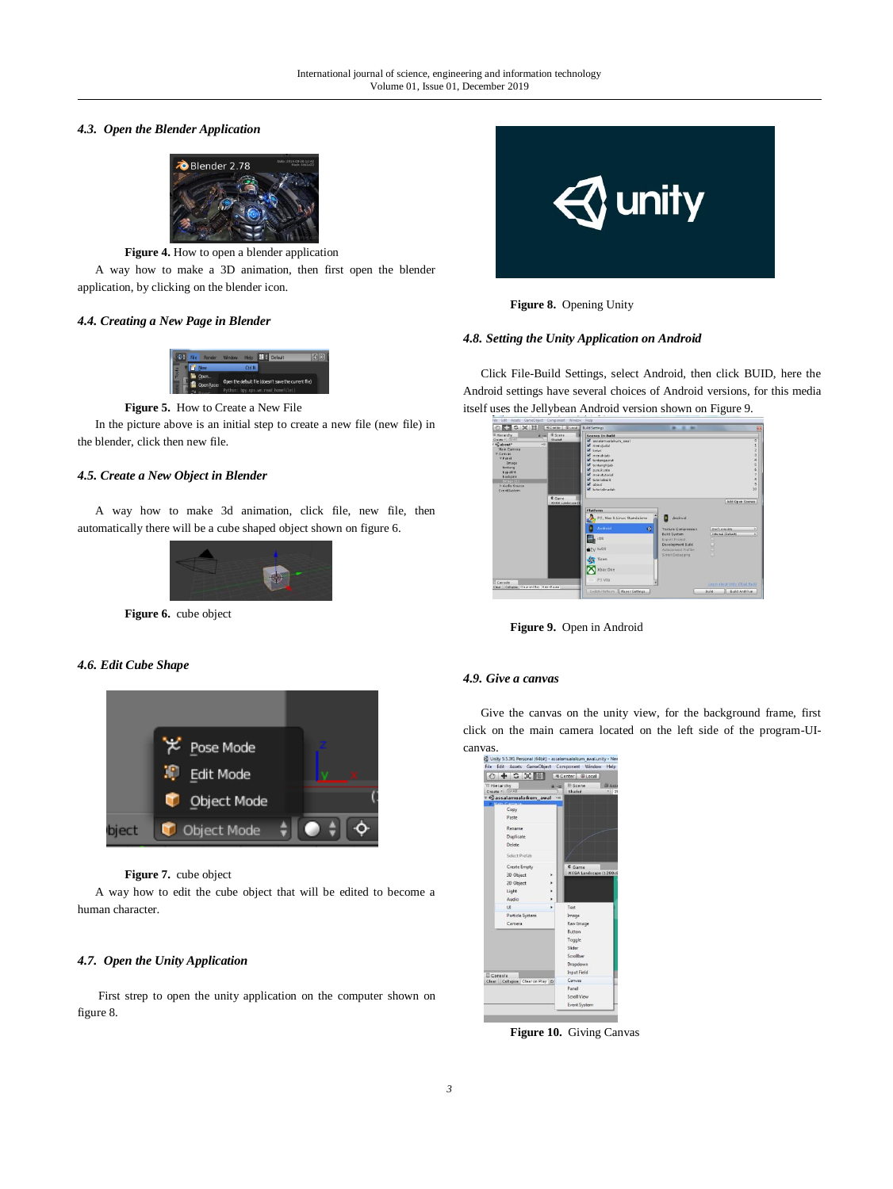### *4.3. Open the Blender Application*

**Figure 4.** How to open a blender application

A way how to make a 3D animation, then first open the blender application, by clicking on the blender icon.

### *4.4. Creating a New Page in Blender*

**Figure 5.** How to Create a New File

In the picture above is an initial step to create a new file (new file) in the blender, click then new file.

### *4.5. Create a New Object in Blender*

A way how to make 3d animation, click file, new file, then automatically there will be a cube shaped object shown on figure 6.

**Figure 6.** cube object

### *4.6. Edit Cube Shape*

**Figure 7.** cube object

A way how to edit the cube object that will be edited to become a human character.

### *4.7. Open the Unity Application*

First strep to open the unity application on the computer shown on figure 8.

**Figure 8.** Opening Unity

### *4.8. Setting the Unity Application on Android*

Click File-Build Settings, select Android, then click BUID, here the Android settings have several choices of Android versions, for this media itself uses the Jellybean Android version shown on Figure 9.

**Figure 9.** Open in Android

### *4.9. Give a canvas*

Give the canvas on the unity view, for the background frame, first click on the main camera located on the left side of the program-UI-canvas.

**Figure 10.** Giving Canvas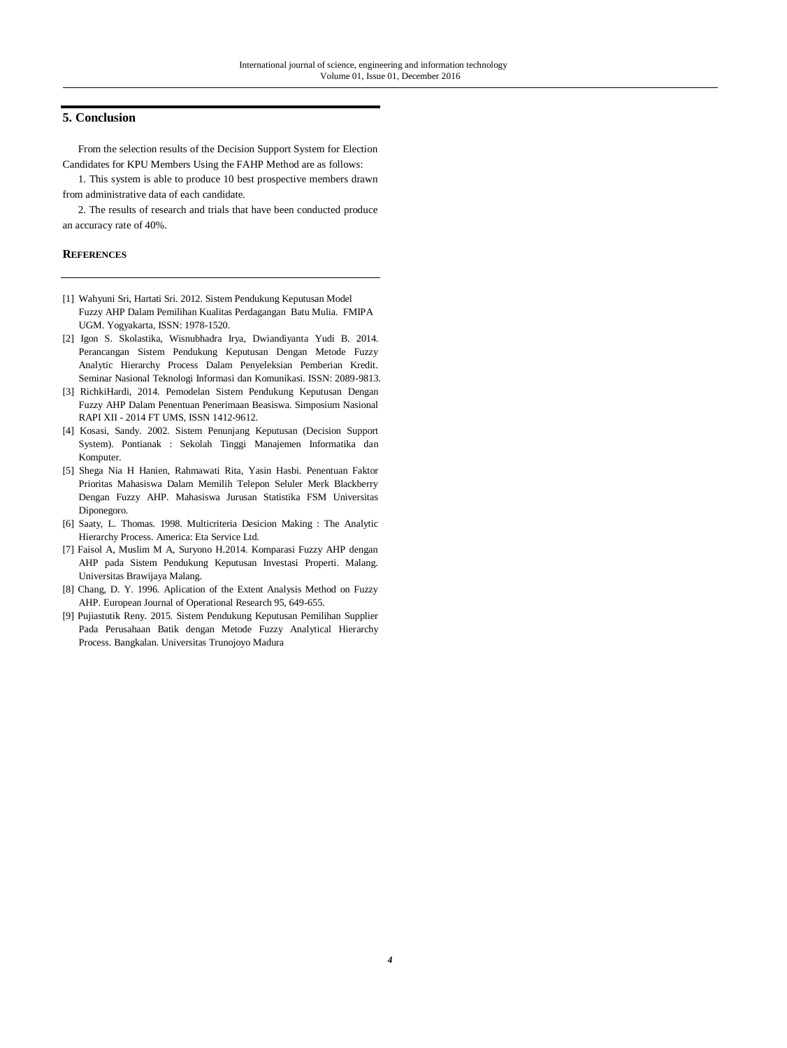## 5. Conclusion

From the selection results of the Decision Support System for Election Candidates for KPU Members Using the FAHP Method are as follows:

1. This system is able to produce 10 best prospective members drawn from administrative data of each candidate.

2. The results of research and trials that have been conducted produce an accuracy rate of 40%.

## References

[1] Wahyuni Sri, Hartati Sri. 2012. Sistem Pendukung Keputusan Model Fuzzy AHP Dalam Pemilihan Kualitas Perdagangan Batu Mulia. FMIPA UGM. Yogyakarta, ISSN: 1978-1520.

[2] Igon S. Skolastika, Wisnubhadra Irya, Dwiandiyanta Yudi B. 2014. Perancangan Sistem Pendukung Keputusan Dengan Metode Fuzzy Analytic Hierarchy Process Dalam Penyeleksian Pemberian Kredit. Seminar Nasional Teknologi Informasi dan Komunikasi. ISSN: 2089-9813.

[3] RichkiHardi, 2014. Pemodelan Sistem Pendukung Keputusan Dengan Fuzzy AHP Dalam Penentuan Penerimaan Beasiswa. Simposium Nasional RAPI XII - 2014 FT UMS, ISSN 1412-9612.

[4] Kosasi, Sandy. 2002. Sistem Penunjang Keputusan (Decision Support System). Pontianak : Sekolah Tinggi Manajemen Informatika dan Komputer.

[5] Shega Nia H Hanien, Rahmawati Rita, Yasin Hasbi. Penentuan Faktor Prioritas Mahasiswa Dalam Memilih Telepon Seluler Merk Blackberry Dengan Fuzzy AHP. Mahasiswa Jurusan Statistika FSM Universitas Diponegoro.

[6] Saaty, L. Thomas. 1998. Multicriteria Desicion Making : The Analytic Hierarchy Process. America: Eta Service Ltd.

[7] Faisol A, Muslim M A, Suryono H.2014. Komparasi Fuzzy AHP dengan AHP pada Sistem Pendukung Keputusan Investasi Properti. Malang. Universitas Brawijaya Malang.

[8] Chang, D. Y. 1996. Aplication of the Extent Analysis Method on Fuzzy AHP. European Journal of Operational Research 95, 649-655.

[9] Pujiastutik Reny. 2015. Sistem Pendukung Keputusan Pemilihan Supplier Pada Perusahaan Batik dengan Metode Fuzzy Analytical Hierarchy Process. Bangkalan. Universitas Trunojoyo Madura